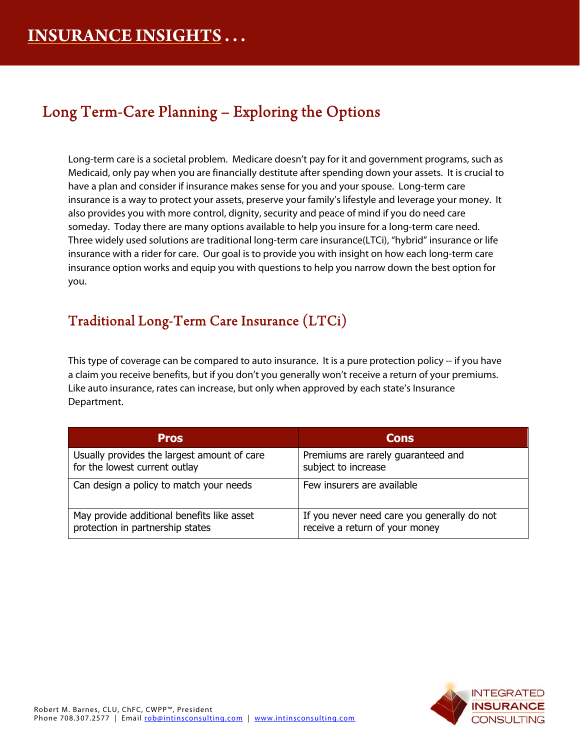# INSURANCE INSIGHTS . . .

## Long Term-Care Planning – Exploring the Options

Long-term care is a societal problem. Medicare doesn't pay for it and government programs, such as Medicaid, only pay when you are financially destitute after spending down your assets. It is crucial to have a plan and consider if insurance makes sense for you and your spouse. Long-term care insurance is a way to protect your assets, preserve your family's lifestyle and leverage your money. It also provides you with more control, dignity, security and peace of mind if you do need care someday. Today there are many options available to help you insure for a long-term care need. Three widely used solutions are traditional long-term care insurance(LTCi), "hybrid" insurance or life insurance with a rider for care. Our goal is to provide you with insight on how each long-term care insurance option works and equip you with questions to help you narrow down the best option for you.

### Traditional Long-Term Care Insurance (LTCi)

This type of coverage can be compared to auto insurance. It is a pure protection policy -- if you have a claim you receive benefits, but if you don't you generally won't receive a return of your premiums. Like auto insurance, rates can increase, but only when approved by each state's Insurance Department.

| Pros | Cons |
| --- | --- |
| Usually provides the largest amount of care for the lowest current outlay | Premiums are rarely guaranteed and subject to increase |
| Can design a policy to match your needs | Few insurers are available |
| May provide additional benefits like asset protection in partnership states | If you never need care you generally do not receive a return of your money |

Robert M. Barnes, CLU, ChFC, CWPP™, President
Phone 708.307.2577 | Email rob@intinsconsulting.com | www.intinsconsulting.com

INTEGRATED INSURANCE CONSULTING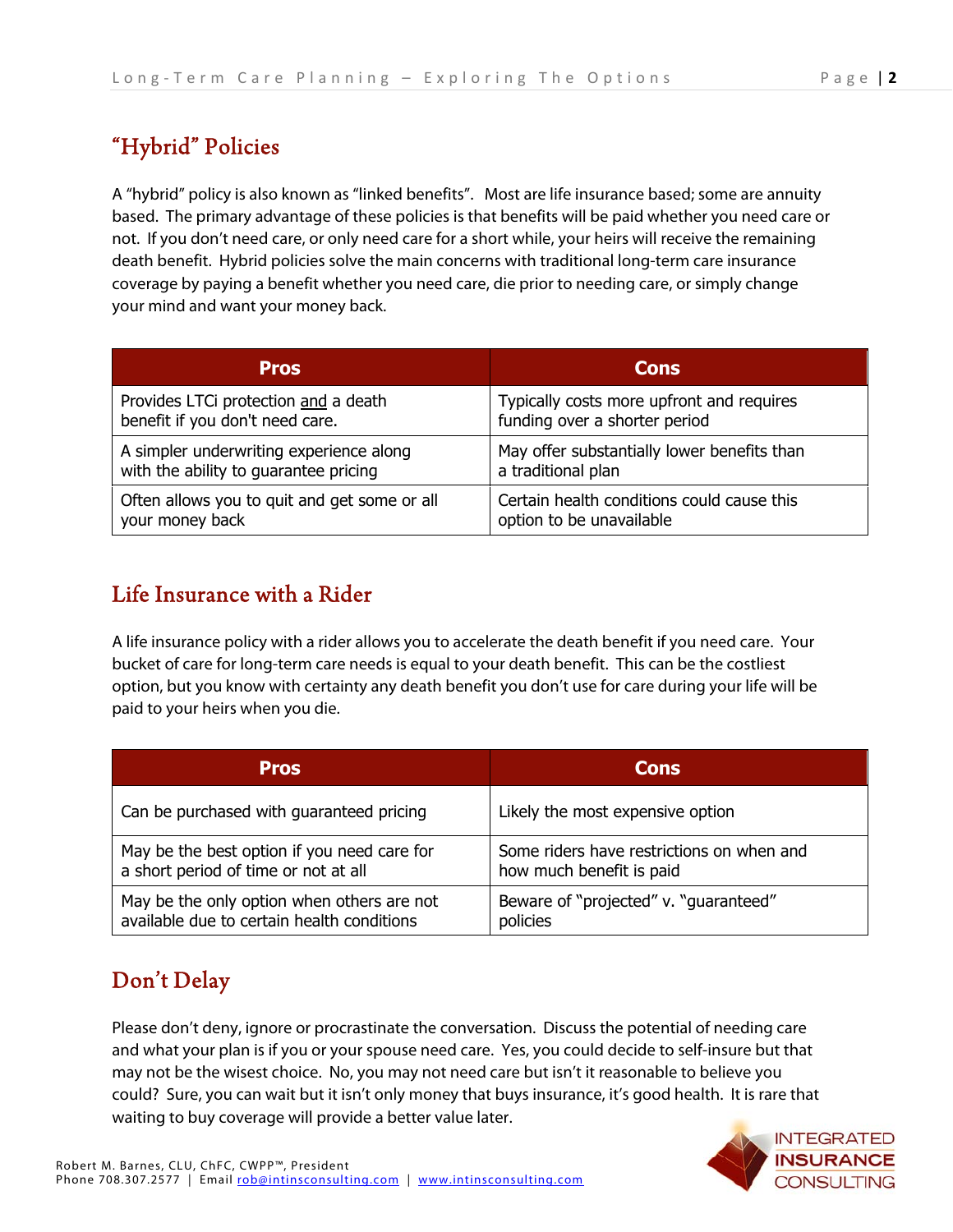## "Hybrid" Policies

A "hybrid" policy is also known as "linked benefits". Most are life insurance based; some are annuity based. The primary advantage of these policies is that benefits will be paid whether you need care or not. If you don't need care, or only need care for a short while, your heirs will receive the remaining death benefit. Hybrid policies solve the main concerns with traditional long-term care insurance coverage by paying a benefit whether you need care, die prior to needing care, or simply change your mind and want your money back.

| Pros | Cons |
|---|---|
| Provides LTCi protection <u>and</u> a death benefit if you don't need care. | Typically costs more upfront and requires funding over a shorter period |
| A simpler underwriting experience along with the ability to guarantee pricing | May offer substantially lower benefits than a traditional plan |
| Often allows you to quit and get some or all your money back | Certain health conditions could cause this option to be unavailable |

## Life Insurance with a Rider

A life insurance policy with a rider allows you to accelerate the death benefit if you need care. Your bucket of care for long-term care needs is equal to your death benefit. This can be the costliest option, but you know with certainty any death benefit you don't use for care during your life will be paid to your heirs when you die.

| Pros | Cons |
|---|---|
| Can be purchased with guaranteed pricing | Likely the most expensive option |
| May be the best option if you need care for a short period of time or not at all | Some riders have restrictions on when and how much benefit is paid |
| May be the only option when others are not available due to certain health conditions | Beware of "projected" v. "guaranteed" policies |

## Don't Delay

Please don't deny, ignore or procrastinate the conversation. Discuss the potential of needing care and what your plan is if you or your spouse need care. Yes, you could decide to self-insure but that may not be the wisest choice. No, you may not need care but isn't it reasonable to believe you could? Sure, you can wait but it isn't only money that buys insurance, it's good health. It is rare that waiting to buy coverage will provide a better value later.

Robert M. Barnes, CLU, ChFC, CWPP™, President
Phone 708.307.2577 | Email rob@intinsconsulting.com | www.intinsconsulting.com

INTEGRATED INSURANCE CONSULTING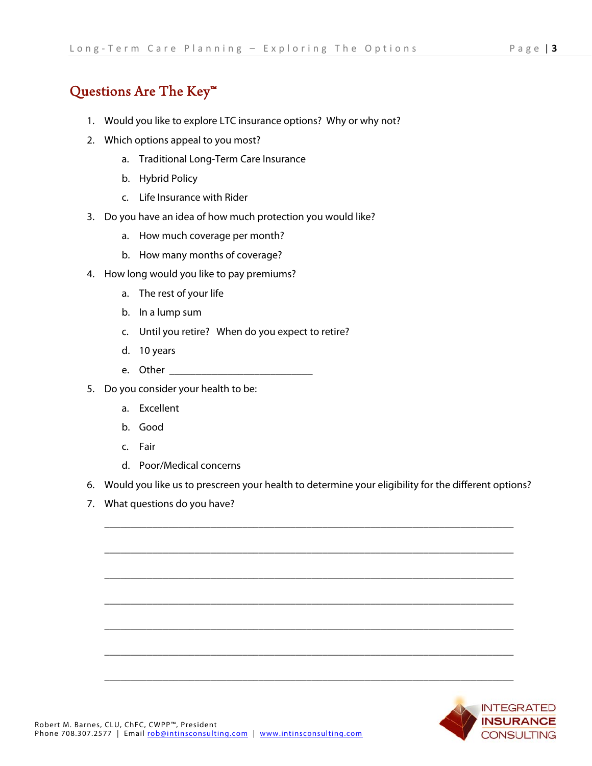## Questions Are The Key™

1. Would you like to explore LTC insurance options? Why or why not?
2. Which options appeal to you most?
    a. Traditional Long-Term Care Insurance
    b. Hybrid Policy
    c. Life Insurance with Rider
3. Do you have an idea of how much protection you would like?
    a. How much coverage per month?
    b. How many months of coverage?
4. How long would you like to pay premiums?
    a. The rest of your life
    b. In a lump sum
    c. Until you retire? When do you expect to retire?
    d. 10 years
    e. Other ___________________________
5. Do you consider your health to be:
    a. Excellent
    b. Good
    c. Fair
    d. Poor/Medical concerns
6. Would you like us to prescreen your health to determine your eligibility for the different options?
7. What questions do you have?

_____________________________________________________________________________

_____________________________________________________________________________

_____________________________________________________________________________

_____________________________________________________________________________

_____________________________________________________________________________

_____________________________________________________________________________

_____________________________________________________________________________

Robert M. Barnes, CLU, ChFC, CWPP™, President
Phone 708.307.2577 | Email rob@intinsconsulting.com | www.intinsconsulting.com

INTEGRATED INSURANCE CONSULTING